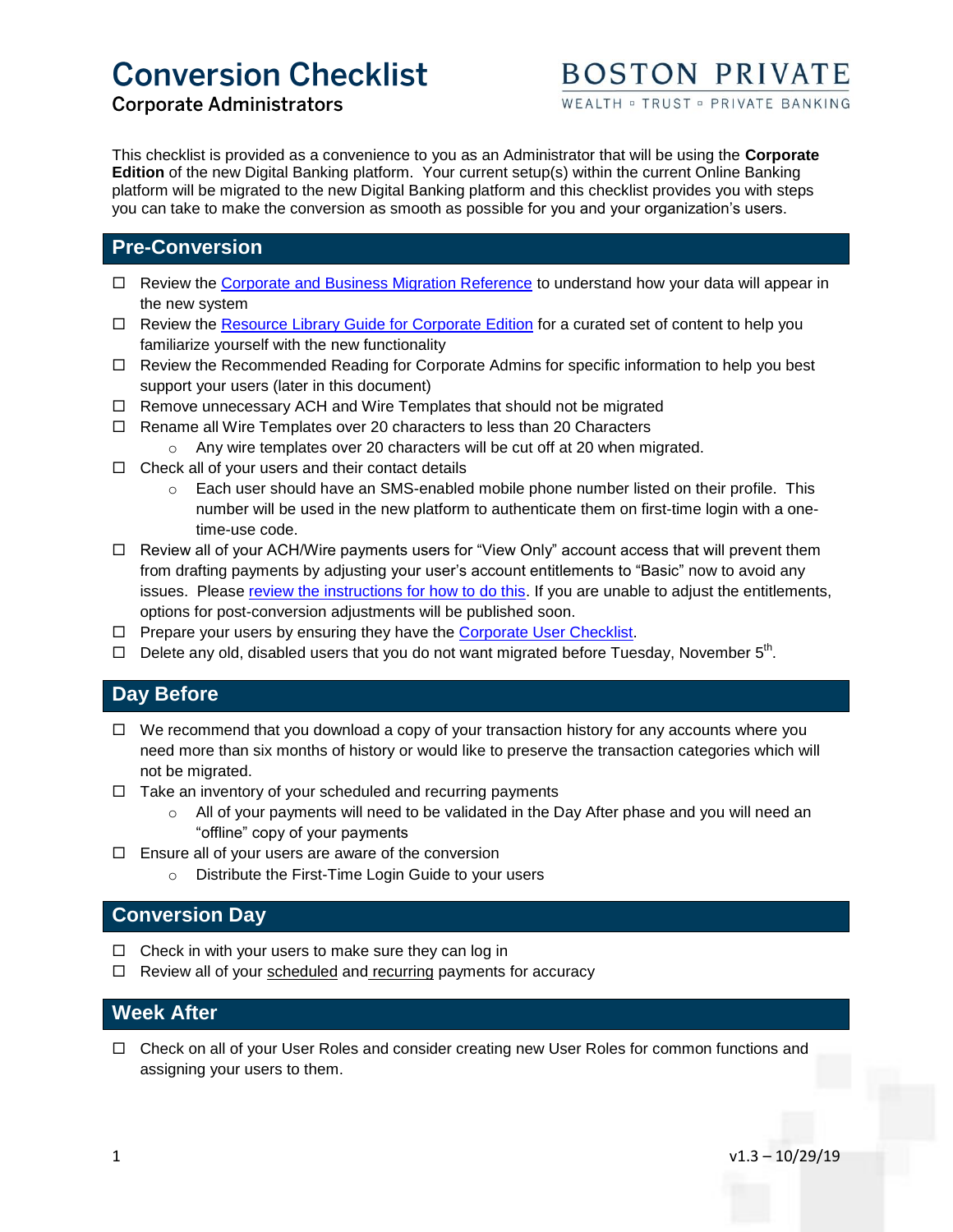# Conversion Checklist

Corporate Administrators

BOSTON PRIVATE

WEALTH ▫ TRUST ▫ PRIVATE BANKING

This checklist is provided as a convenience to you as an Administrator that will be using the **Corporate Edition** of the new Digital Banking platform. Your current setup(s) within the current Online Banking platform will be migrated to the new Digital Banking platform and this checklist provides you with steps you can take to make the conversion as smooth as possible for you and your organization's users.

## Pre-Conversion

- ☐ Review the Corporate and Business Migration Reference to understand how your data will appear in the new system
- ☐ Review the Resource Library Guide for Corporate Edition for a curated set of content to help you familiarize yourself with the new functionality
- ☐ Review the Recommended Reading for Corporate Admins for specific information to help you best support your users (later in this document)
- ☐ Remove unnecessary ACH and Wire Templates that should not be migrated
- ☐ Rename all Wire Templates over 20 characters to less than 20 Characters
  - Any wire templates over 20 characters will be cut off at 20 when migrated.
- ☐ Check all of your users and their contact details
  - Each user should have an SMS-enabled mobile phone number listed on their profile. This number will be used in the new platform to authenticate them on first-time login with a one-time-use code.
- ☐ Review all of your ACH/Wire payments users for "View Only" account access that will prevent them from drafting payments by adjusting your user's account entitlements to "Basic" now to avoid any issues. Please review the instructions for how to do this. If you are unable to adjust the entitlements, options for post-conversion adjustments will be published soon.
- ☐ Prepare your users by ensuring they have the Corporate User Checklist.
- ☐ Delete any old, disabled users that you do not want migrated before Tuesday, November 5th.

## Day Before

- ☐ We recommend that you download a copy of your transaction history for any accounts where you need more than six months of history or would like to preserve the transaction categories which will not be migrated.
- ☐ Take an inventory of your scheduled and recurring payments
  - All of your payments will need to be validated in the Day After phase and you will need an "offline" copy of your payments
- ☐ Ensure all of your users are aware of the conversion
  - Distribute the First-Time Login Guide to your users

## Conversion Day

- ☐ Check in with your users to make sure they can log in
- ☐ Review all of your scheduled and recurring payments for accuracy

## Week After

- ☐ Check on all of your User Roles and consider creating new User Roles for common functions and assigning your users to them.

v1.3 – 10/29/19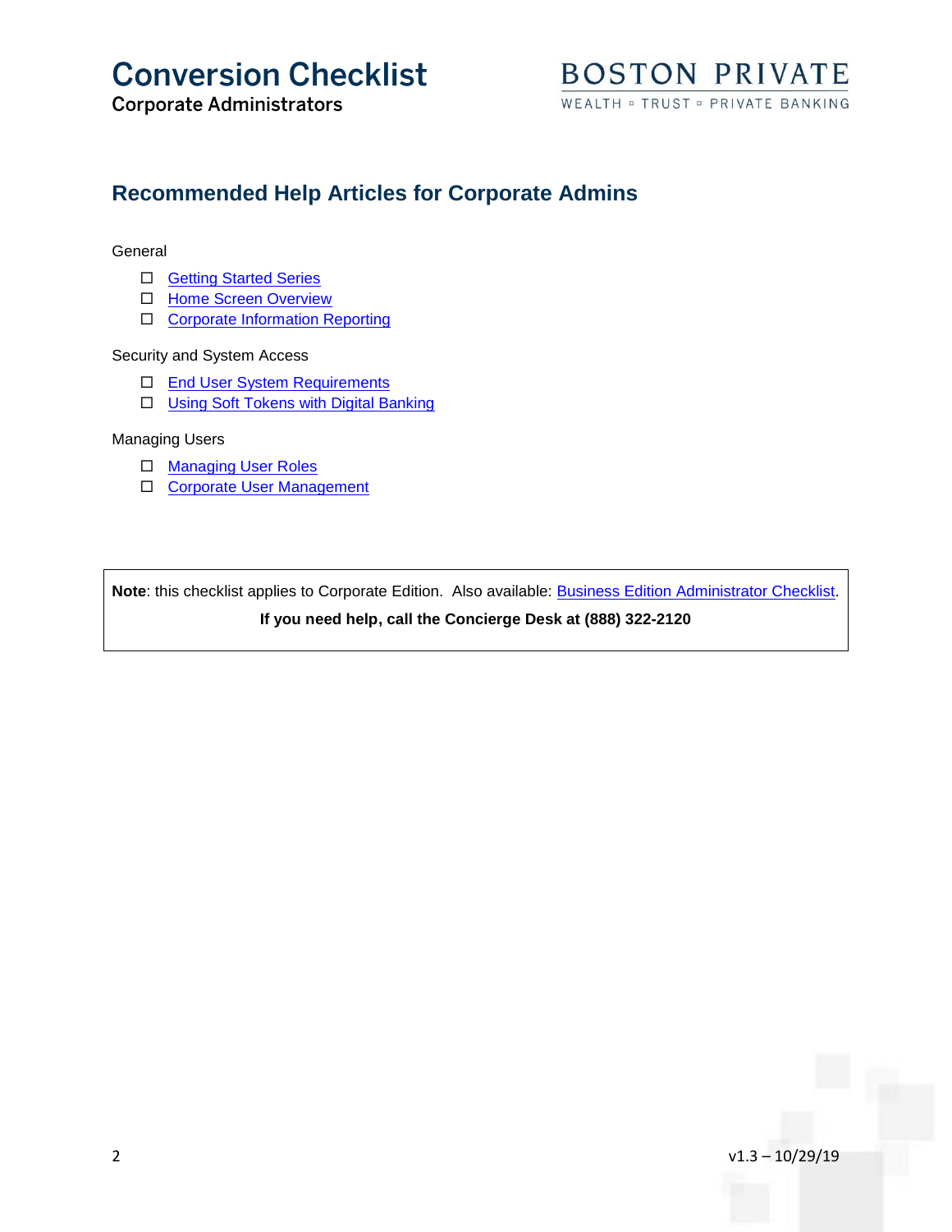# Conversion Checklist

Corporate Administrators

BOSTON PRIVATE

WEALTH ▫ TRUST ▫ PRIVATE BANKING

## Recommended Help Articles for Corporate Admins

General

- ☐ Getting Started Series
- ☐ Home Screen Overview
- ☐ Corporate Information Reporting

Security and System Access

- ☐ End User System Requirements
- ☐ Using Soft Tokens with Digital Banking

Managing Users

- ☐ Managing User Roles
- ☐ Corporate User Management

**Note**: this checklist applies to Corporate Edition. Also available: Business Edition Administrator Checklist.

**If you need help, call the Concierge Desk at (888) 322-2120**

v1.3 – 10/29/19